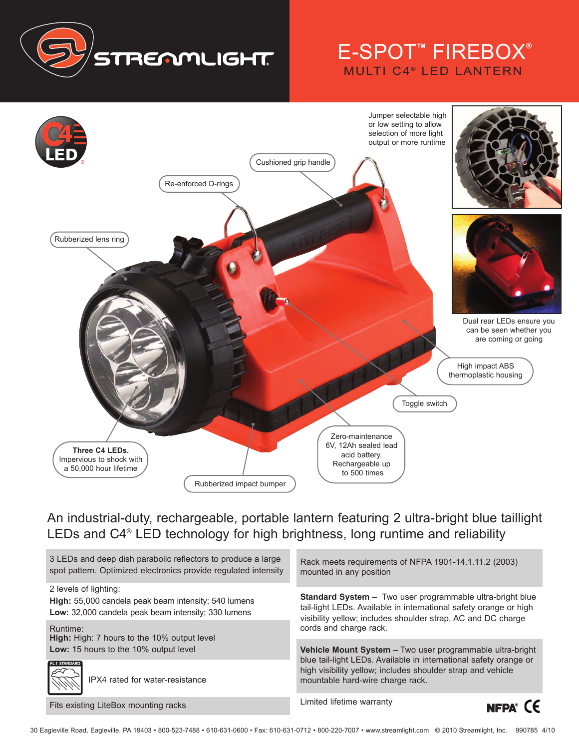# E-SPOT™ FIREBOX®

## MULTI C4® LED LANTERN

Jumper selectable high or low setting to allow selection of more light output or more runtime

Cushioned grip handle

Re-enforced D-rings

Rubberized lens ring

Dual rear LEDs ensure you can be seen whether you are coming or going

High impact ABS thermoplastic housing

Toggle switch

Zero-maintenance 6V, 12Ah sealed lead acid battery. Rechargeable up to 500 times

**Three C4 LEDs.** Impervious to shock with a 50,000 hour lifetime

Rubberized impact bumper

## An industrial-duty, rechargeable, portable lantern featuring 2 ultra-bright blue taillight LEDs and C4® LED technology for high brightness, long runtime and reliability

3 LEDs and deep dish parabolic reflectors to produce a large spot pattern. Optimized electronics provide regulated intensity

2 levels of lighting:
**High:** 55,000 candela peak beam intensity; 540 lumens
**Low:** 32,000 candela peak beam intensity; 330 lumens

Runtime:
**High:** High: 7 hours to the 10% output level
**Low:** 15 hours to the 10% output level

FL1 STANDARD

IPX4 rated for water-resistance

Fits existing LiteBox mounting racks

Rack meets requirements of NFPA 1901-14.1.11.2 (2003) mounted in any position

**Standard System** – Two user programmable ultra-bright blue tail-light LEDs. Available in international safety orange or high visibility yellow; includes shoulder strap, AC and DC charge cords and charge rack.

**Vehicle Mount System** – Two user programmable ultra-bright blue tail-light LEDs. Available in international safety orange or high visibility yellow; includes shoulder strap and vehicle mountable hard-wire charge rack.

Limited lifetime warranty

NFPA® CE

30 Eagleville Road, Eagleville, PA 19403 • 800-523-7488 • 610-631-0600 • Fax: 610-631-0712 • 800-220-7007 • www.streamlight.com © 2010 Streamlight, Inc. 990785 4/10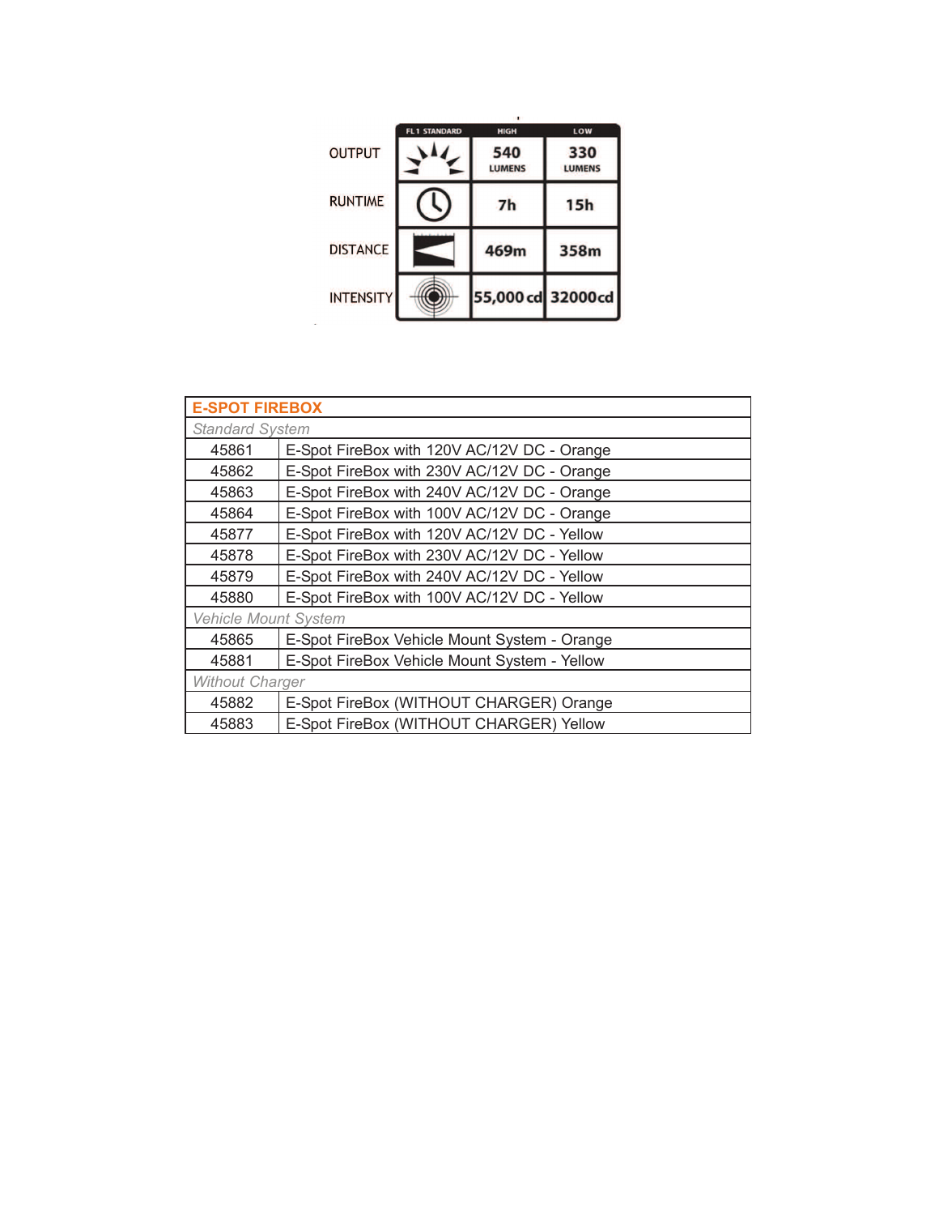| | FL1 STANDARD | HIGH | LOW |
|---|---|---|---|
| OUTPUT | | 540 LUMENS | 330 LUMENS |
| RUNTIME | | 7h | 15h |
| DISTANCE | | 469m | 358m |
| INTENSITY | | 55,000 cd | 32000cd |

| E-SPOT FIREBOX | |
|---|---|
| *Standard System* | |
| 45861 | E-Spot FireBox with 120V AC/12V DC - Orange |
| 45862 | E-Spot FireBox with 230V AC/12V DC - Orange |
| 45863 | E-Spot FireBox with 240V AC/12V DC - Orange |
| 45864 | E-Spot FireBox with 100V AC/12V DC - Orange |
| 45877 | E-Spot FireBox with 120V AC/12V DC - Yellow |
| 45878 | E-Spot FireBox with 230V AC/12V DC - Yellow |
| 45879 | E-Spot FireBox with 240V AC/12V DC - Yellow |
| 45880 | E-Spot FireBox with 100V AC/12V DC - Yellow |
| *Vehicle Mount System* | |
| 45865 | E-Spot FireBox Vehicle Mount System - Orange |
| 45881 | E-Spot FireBox Vehicle Mount System - Yellow |
| *Without Charger* | |
| 45882 | E-Spot FireBox (WITHOUT CHARGER) Orange |
| 45883 | E-Spot FireBox (WITHOUT CHARGER) Yellow |